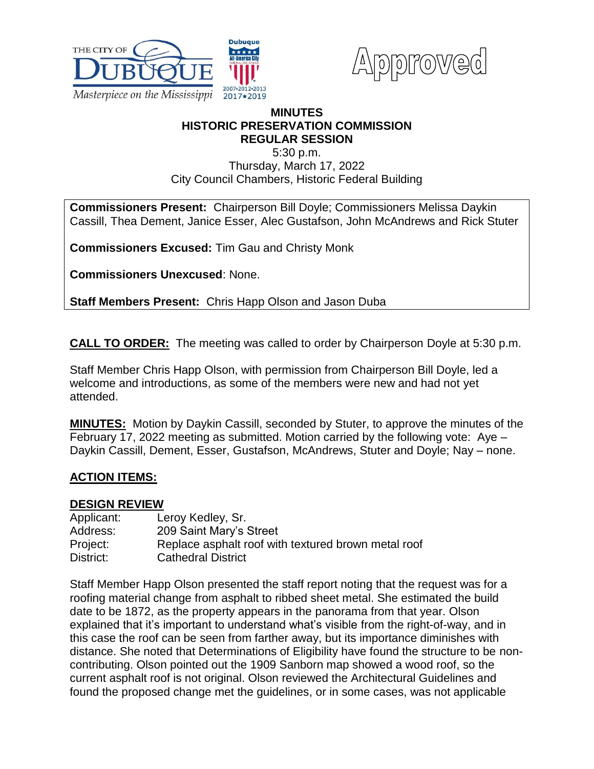Approved

# MINUTES
## HISTORIC PRESERVATION COMMISSION
## REGULAR SESSION

5:30 p.m.
Thursday, March 17, 2022
City Council Chambers, Historic Federal Building

**Commissioners Present:** Chairperson Bill Doyle; Commissioners Melissa Daykin Cassill, Thea Dement, Janice Esser, Alec Gustafson, John McAndrews and Rick Stuter

**Commissioners Excused:** Tim Gau and Christy Monk

**Commissioners Unexcused**: None.

**Staff Members Present:** Chris Happ Olson and Jason Duba

**CALL TO ORDER:** The meeting was called to order by Chairperson Doyle at 5:30 p.m.

Staff Member Chris Happ Olson, with permission from Chairperson Bill Doyle, led a welcome and introductions, as some of the members were new and had not yet attended.

**MINUTES:** Motion by Daykin Cassill, seconded by Stuter, to approve the minutes of the February 17, 2022 meeting as submitted. Motion carried by the following vote: Aye – Daykin Cassill, Dement, Esser, Gustafson, McAndrews, Stuter and Doyle; Nay – none.

**ACTION ITEMS:**

**DESIGN REVIEW**

Applicant: Leroy Kedley, Sr.
Address: 209 Saint Mary's Street
Project: Replace asphalt roof with textured brown metal roof
District: Cathedral District

Staff Member Happ Olson presented the staff report noting that the request was for a roofing material change from asphalt to ribbed sheet metal. She estimated the build date to be 1872, as the property appears in the panorama from that year. Olson explained that it's important to understand what's visible from the right-of-way, and in this case the roof can be seen from farther away, but its importance diminishes with distance. She noted that Determinations of Eligibility have found the structure to be non-contributing. Olson pointed out the 1909 Sanborn map showed a wood roof, so the current asphalt roof is not original. Olson reviewed the Architectural Guidelines and found the proposed change met the guidelines, or in some cases, was not applicable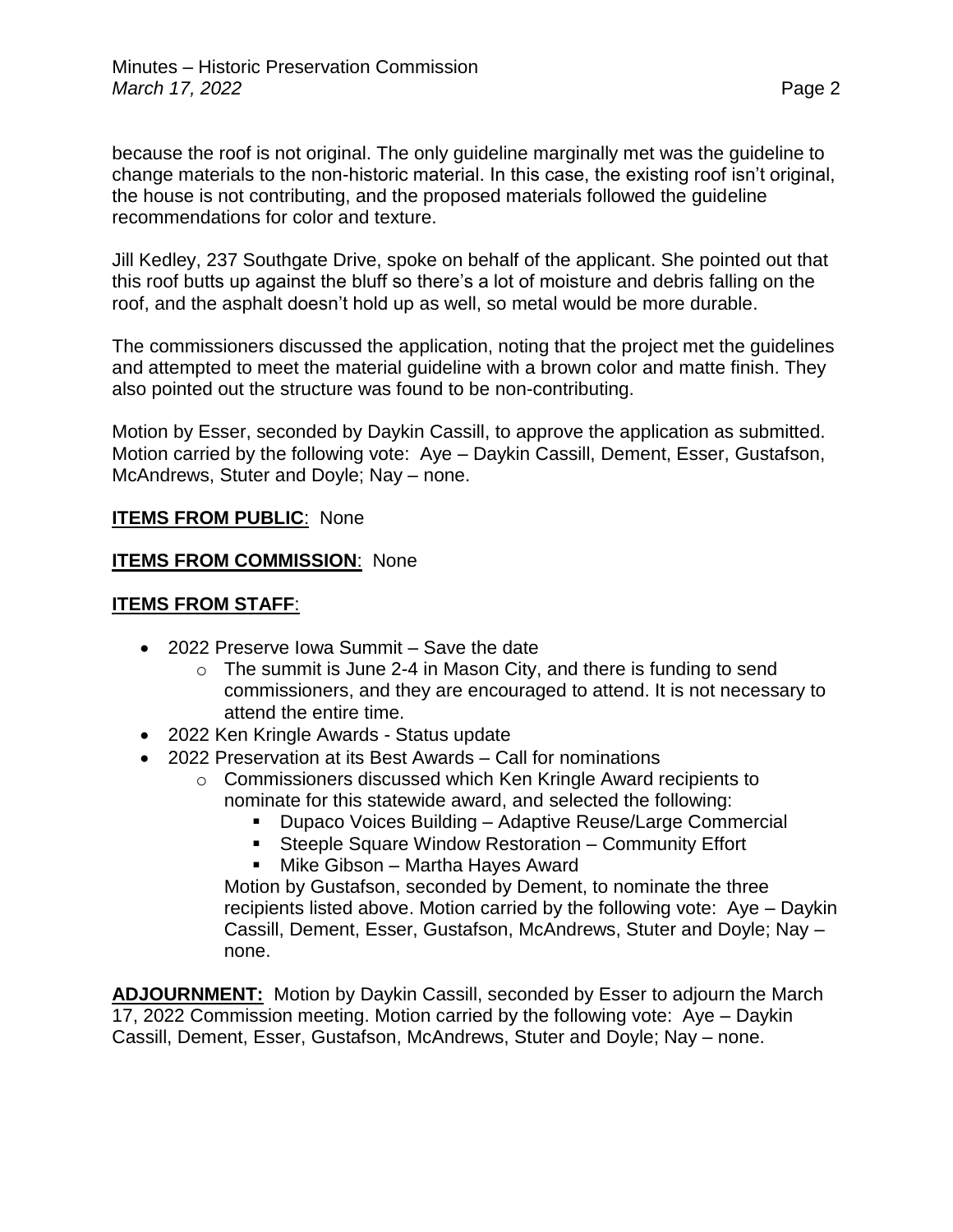because the roof is not original. The only guideline marginally met was the guideline to change materials to the non-historic material. In this case, the existing roof isn't original, the house is not contributing, and the proposed materials followed the guideline recommendations for color and texture.

Jill Kedley, 237 Southgate Drive, spoke on behalf of the applicant. She pointed out that this roof butts up against the bluff so there's a lot of moisture and debris falling on the roof, and the asphalt doesn't hold up as well, so metal would be more durable.

The commissioners discussed the application, noting that the project met the guidelines and attempted to meet the material guideline with a brown color and matte finish. They also pointed out the structure was found to be non-contributing.

Motion by Esser, seconded by Daykin Cassill, to approve the application as submitted. Motion carried by the following vote: Aye – Daykin Cassill, Dement, Esser, Gustafson, McAndrews, Stuter and Doyle; Nay – none.

**ITEMS FROM PUBLIC**: None

**ITEMS FROM COMMISSION**: None

**ITEMS FROM STAFF**:

- 2022 Preserve Iowa Summit – Save the date
  - The summit is June 2-4 in Mason City, and there is funding to send commissioners, and they are encouraged to attend. It is not necessary to attend the entire time.
- 2022 Ken Kringle Awards - Status update
- 2022 Preservation at its Best Awards – Call for nominations
  - Commissioners discussed which Ken Kringle Award recipients to nominate for this statewide award, and selected the following:
    - Dupaco Voices Building – Adaptive Reuse/Large Commercial
    - Steeple Square Window Restoration – Community Effort
    - Mike Gibson – Martha Hayes Award

    Motion by Gustafson, seconded by Dement, to nominate the three recipients listed above. Motion carried by the following vote: Aye – Daykin Cassill, Dement, Esser, Gustafson, McAndrews, Stuter and Doyle; Nay – none.

**ADJOURNMENT:** Motion by Daykin Cassill, seconded by Esser to adjourn the March 17, 2022 Commission meeting. Motion carried by the following vote: Aye – Daykin Cassill, Dement, Esser, Gustafson, McAndrews, Stuter and Doyle; Nay – none.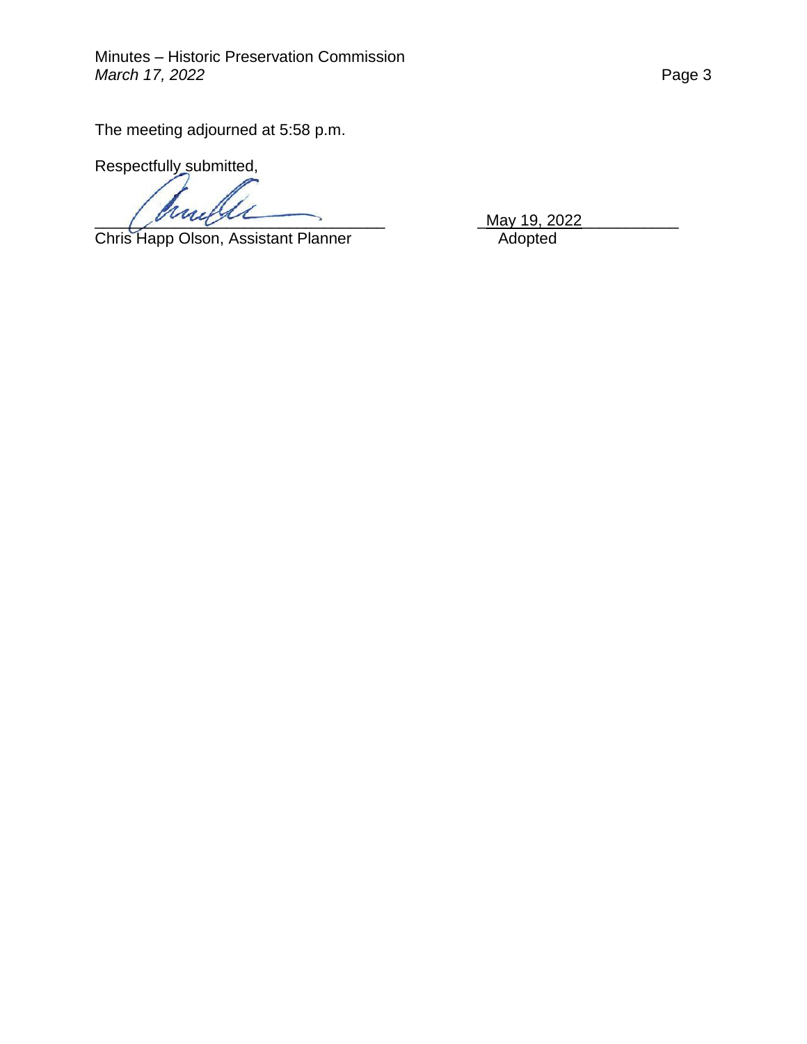The meeting adjourned at 5:58 p.m.

Respectfully submitted,

Chris Happ Olson, Assistant Planner

May 19, 2022
Adopted